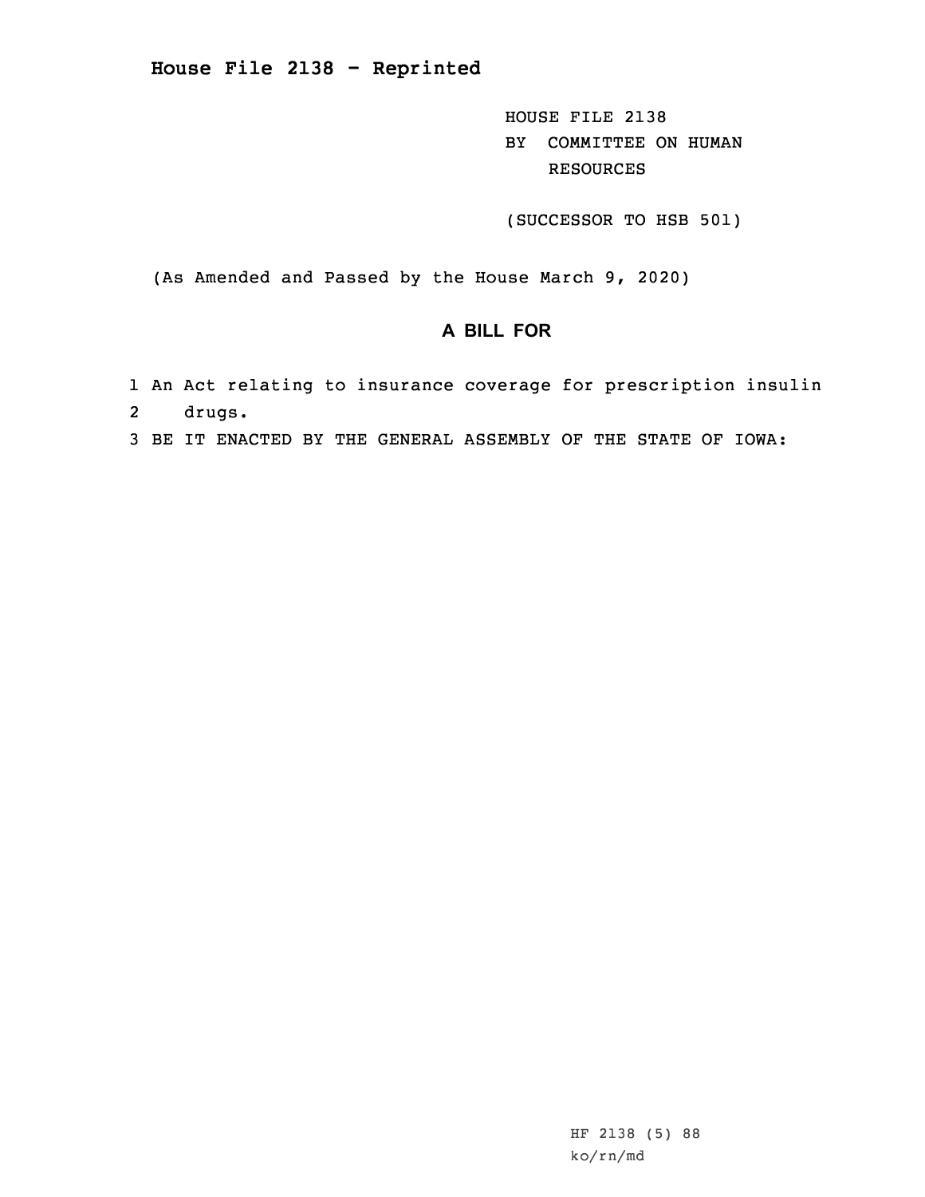# House File 2138 - Reprinted

HOUSE FILE 2138
BY COMMITTEE ON HUMAN RESOURCES

(SUCCESSOR TO HSB 501)

(As Amended and Passed by the House March 9, 2020)

## A BILL FOR

1 An Act relating to insurance coverage for prescription insulin
2 drugs.
3 BE IT ENACTED BY THE GENERAL ASSEMBLY OF THE STATE OF IOWA:

HF 2138 (5) 88
ko/rn/md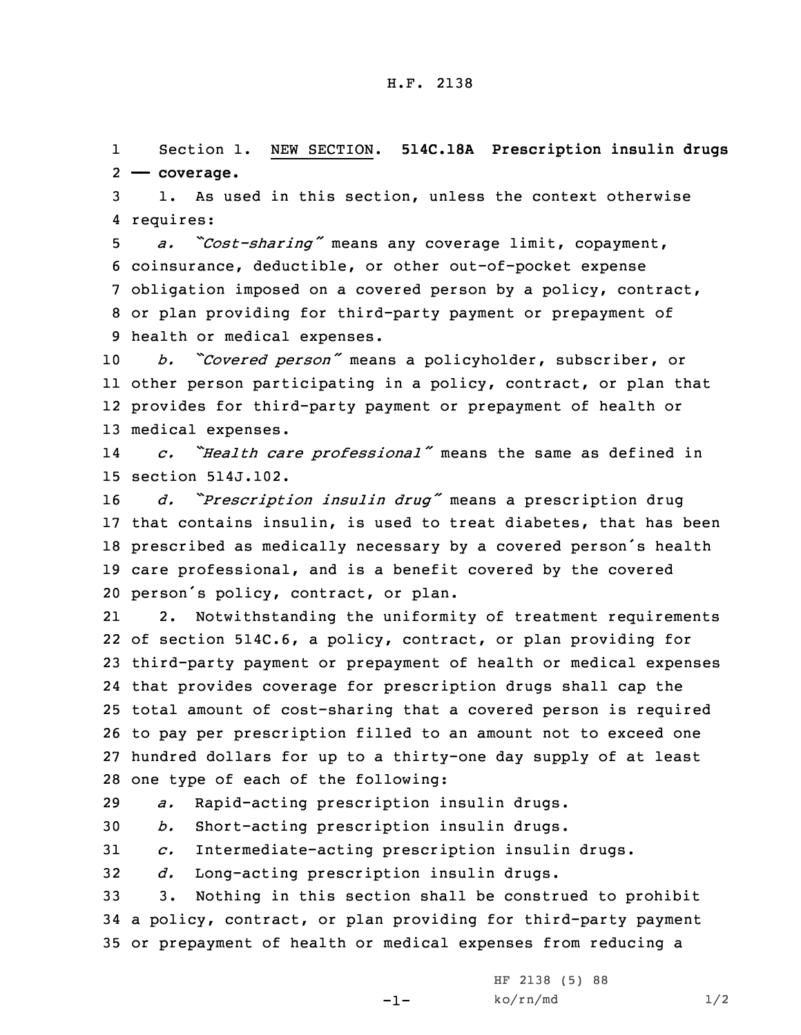H.F. 2138

Section 1. NEW SECTION. **514C.18A Prescription insulin drugs — coverage.**

1. As used in this section, unless the context otherwise requires:

*a. "Cost-sharing"* means any coverage limit, copayment, coinsurance, deductible, or other out-of-pocket expense obligation imposed on a covered person by a policy, contract, or plan providing for third-party payment or prepayment of health or medical expenses.

*b. "Covered person"* means a policyholder, subscriber, or other person participating in a policy, contract, or plan that provides for third-party payment or prepayment of health or medical expenses.

*c. "Health care professional"* means the same as defined in section 514J.102.

*d. "Prescription insulin drug"* means a prescription drug that contains insulin, is used to treat diabetes, that has been prescribed as medically necessary by a covered person's health care professional, and is a benefit covered by the covered person's policy, contract, or plan.

2. Notwithstanding the uniformity of treatment requirements of section 514C.6, a policy, contract, or plan providing for third-party payment or prepayment of health or medical expenses that provides coverage for prescription drugs shall cap the total amount of cost-sharing that a covered person is required to pay per prescription filled to an amount not to exceed one hundred dollars for up to a thirty-one day supply of at least one type of each of the following:

*a.* Rapid-acting prescription insulin drugs.

*b.* Short-acting prescription insulin drugs.

*c.* Intermediate-acting prescription insulin drugs.

*d.* Long-acting prescription insulin drugs.

3. Nothing in this section shall be construed to prohibit a policy, contract, or plan providing for third-party payment or prepayment of health or medical expenses from reducing a

HF 2138 (5) 88
ko/rn/md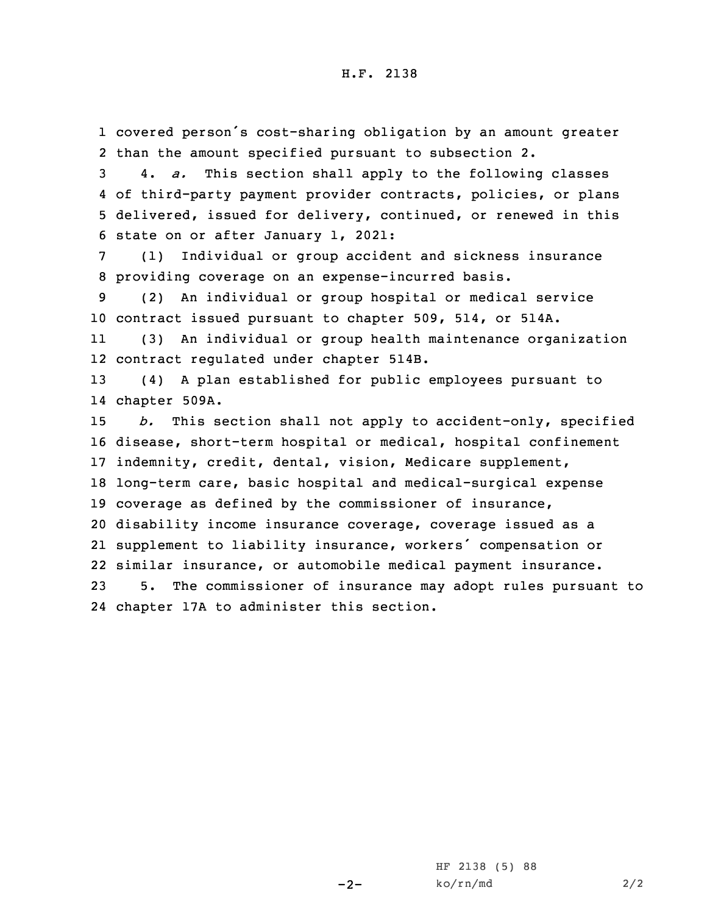covered person's cost-sharing obligation by an amount greater than the amount specified pursuant to subsection 2.

4. *a.* This section shall apply to the following classes of third-party payment provider contracts, policies, or plans delivered, issued for delivery, continued, or renewed in this state on or after January 1, 2021:

(1) Individual or group accident and sickness insurance providing coverage on an expense-incurred basis.

(2) An individual or group hospital or medical service contract issued pursuant to chapter 509, 514, or 514A.

(3) An individual or group health maintenance organization contract regulated under chapter 514B.

(4) A plan established for public employees pursuant to chapter 509A.

*b.* This section shall not apply to accident-only, specified disease, short-term hospital or medical, hospital confinement indemnity, credit, dental, vision, Medicare supplement, long-term care, basic hospital and medical-surgical expense coverage as defined by the commissioner of insurance, disability income insurance coverage, coverage issued as a supplement to liability insurance, workers' compensation or similar insurance, or automobile medical payment insurance.

5. The commissioner of insurance may adopt rules pursuant to chapter 17A to administer this section.